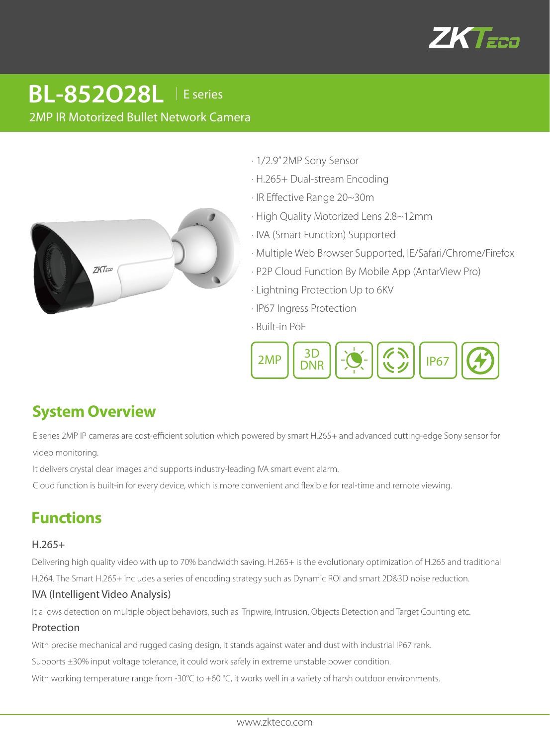# BL-852O28L | E series

2MP IR Motorized Bullet Network Camera

- 1/2.9" 2MP Sony Sensor
- H.265+ Dual-stream Encoding
- IR Effective Range 20~30m
- High Quality Motorized Lens 2.8~12mm
- IVA (Smart Function) Supported
- Multiple Web Browser Supported, IE/Safari/Chrome/Firefox
- P2P Cloud Function By Mobile App (AntarView Pro)
- Lightning Protection Up to 6KV
- IP67 Ingress Protection
- Built-in PoE

2MP | 3D DNR | IP67

## System Overview

E series 2MP IP cameras are cost-efficient solution which powered by smart H.265+ and advanced cutting-edge Sony sensor for video monitoring.

It delivers crystal clear images and supports industry-leading IVA smart event alarm.

Cloud function is built-in for every device, which is more convenient and flexible for real-time and remote viewing.

## Functions

### H.265+

Delivering high quality video with up to 70% bandwidth saving. H.265+ is the evolutionary optimization of H.265 and traditional H.264. The Smart H.265+ includes a series of encoding strategy such as Dynamic ROI and smart 2D&3D noise reduction.

### IVA (Intelligent Video Analysis)

It allows detection on multiple object behaviors, such as Tripwire, Intrusion, Objects Detection and Target Counting etc.

### Protection

With precise mechanical and rugged casing design, it stands against water and dust with industrial IP67 rank.

Supports ±30% input voltage tolerance, it could work safely in extreme unstable power condition.

With working temperature range from -30℃ to +60 ℃, it works well in a variety of harsh outdoor environments.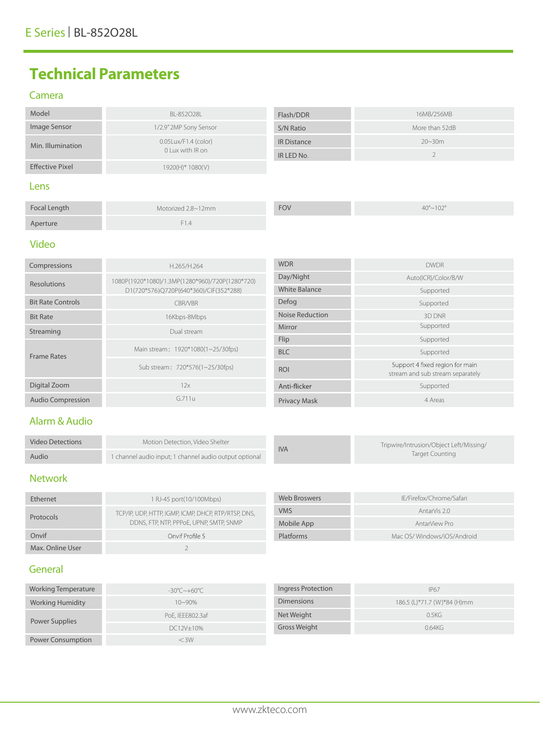E Series | BL-852O28L

# Technical Parameters

## Camera

| | | | |
|---|---|---|---|
| Model | BL-852O28L | Flash/DDR | 16MB/256MB |
| Image Sensor | 1/2.9" 2MP Sony Sensor | S/N Ratio | More than 52dB |
| Min. Illumination | 0.05Lux/F1.4 (color) 0 Lux with IR on | IR Distance | 20~30m |
| | | IR LED No. | 2 |
| Effective Pixel | 1920(H)* 1080(V) | | |

## Lens

| | | | |
|---|---|---|---|
| Focal Length | Motorized 2.8~12mm | FOV | 40°~102° |
| Aperture | F1.4 | | |

## Video

| | | | |
|---|---|---|---|
| Compressions | H.265/H.264 | WDR | DWDR |
| Resolutions | 1080P(1920*1080)/1.3MP(1280*960)/720P(1280*720) D1(720*576)Q720P(640*360)/CIF(352*288) | Day/Night | Auto(ICR)/Color/B/W |
| | | White Balance | Supported |
| Bit Rate Controls | CBR/VBR | Defog | Supported |
| Bit Rate | 16Kbps-8Mbps | Noise Reduction | 3D DNR |
| Streaming | Dual stream | Mirror | Supported |
| Frame Rates | Main stream：1920*1080(1~25/30fps) | Flip | Supported |
| | | BLC | Supported |
| | Sub stream：720*576(1~25/30fps) | ROI | Support 4 fixed region for main stream and sub stream separately |
| Digital Zoom | 12x | Anti-flicker | Supported |
| Audio Compression | G.711u | Privacy Mask | 4 Areas |

## Alarm & Audio

| | | | |
|---|---|---|---|
| Video Detections | Motion Detection, Video Shelter | IVA | Tripwire/Intrusion/Object Left/Missing/ Target Counting |
| Audio | 1 channel audio input; 1 channel audio output optional | | |

## Network

| | | | |
|---|---|---|---|
| Ethernet | 1 RJ-45 port(10/100Mbps) | Web Broswers | IE/Firefox/Chrome/Safari |
| Protocols | TCP/IP, UDP, HTTP, IGMP, ICMP, DHCP, RTP/RTSP, DNS, DDNS, FTP, NTP, PPPoE, UPNP, SMTP, SNMP | VMS | AntarVis 2.0 |
| | | Mobile App | AntarView Pro |
| Onvif | Onvif Profile S | Platforms | Mac OS/ Windows/iOS/Android |
| Max. Online User | 2 | | |

## General

| | | | |
|---|---|---|---|
| Working Temperature | -30°C~+60°C | Ingress Protection | IP67 |
| Working Humidity | 10~90% | Dimensions | 186.5 (L)*71.7 (W)*84 (H)mm |
| Power Supplies | PoE, IEEE802.3af | Net Weight | 0.5KG |
| | DC12V±10% | Gross Weight | 0.64KG |
| Power Consumption | <3W | | |

www.zkteco.com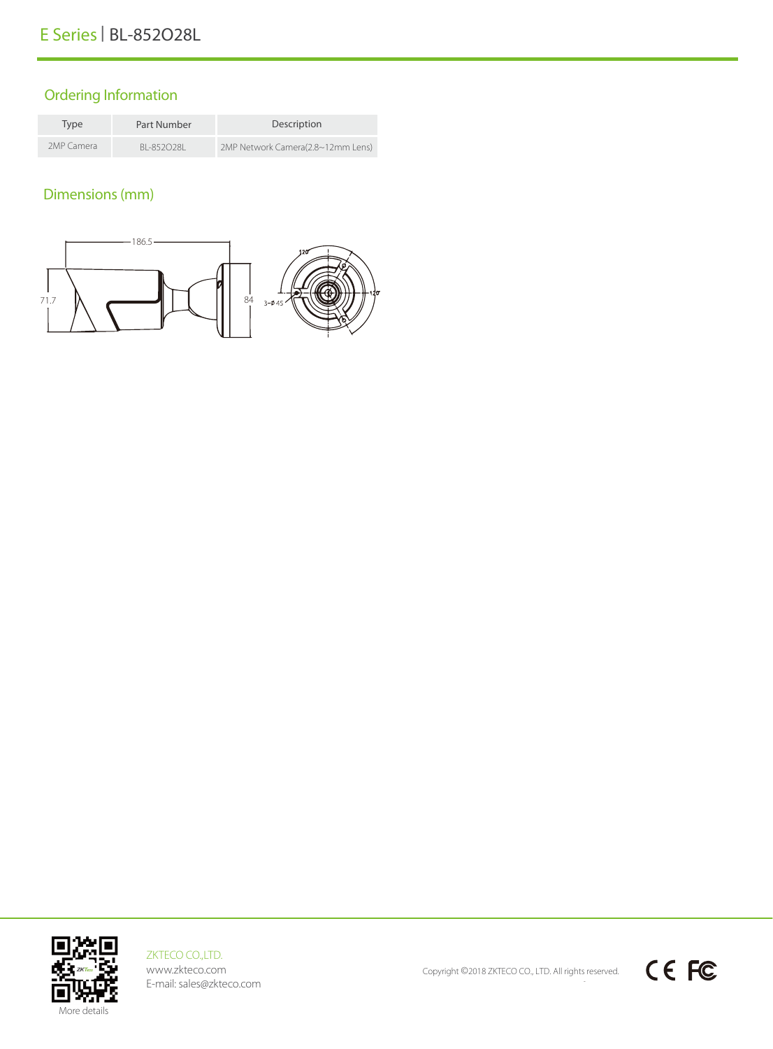# E Series | BL-852O28L

## Ordering Information

| Type | Part Number | Description |
|---|---|---|
| 2MP Camera | BL-852O28L | 2MP Network Camera(2.8~12mm Lens) |

## Dimensions (mm)

186.5
71.7
84
3-Ø 45
120
120

ZKTECO CO.,LTD.
www.zkteco.com
E-mail: sales@zkteco.com

More details

Copyright ©2018 ZKTECO CO., LTD. All rights reserved.